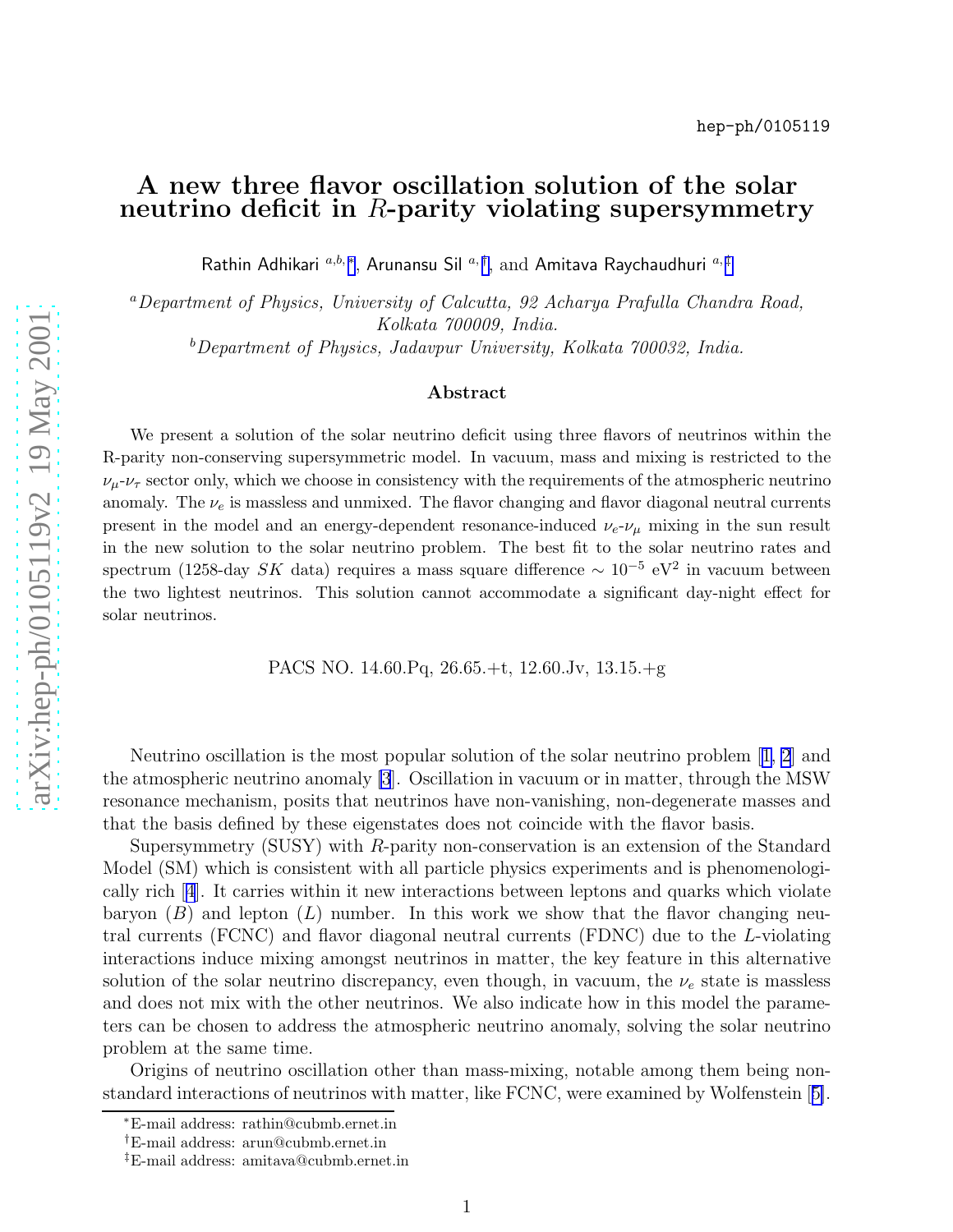hep-ph/0105119

# A new three flavor oscillation solution of the solar neutrino deficit in $R$-parity violating supersymmetry

Rathin Adhikari [a,b,*], Arunansu Sil [a,†], and Amitava Raychaudhuri [a,‡]

[a] *Department of Physics, University of Calcutta, 92 Acharya Prafulla Chandra Road, Kolkata 700009, India.*

[b] *Department of Physics, Jadavpur University, Kolkata 700032, India.*

### Abstract

We present a solution of the solar neutrino deficit using three flavors of neutrinos within the R-parity non-conserving supersymmetric model. In vacuum, mass and mixing is restricted to the $\nu_\mu$-$\nu_\tau$ sector only, which we choose in consistency with the requirements of the atmospheric neutrino anomaly. The $\nu_e$ is massless and unmixed. The flavor changing and flavor diagonal neutral currents present in the model and an energy-dependent resonance-induced $\nu_e$-$\nu_\mu$ mixing in the sun result in the new solution to the solar neutrino problem. The best fit to the solar neutrino rates and spectrum (1258-day $SK$ data) requires a mass square difference $\sim 10^{-5}$ eV$^2$ in vacuum between the two lightest neutrinos. This solution cannot accommodate a significant day-night effect for solar neutrinos.

PACS NO. 14.60.Pq, 26.65.+t, 12.60.Jv, 13.15.+g

Neutrino oscillation is the most popular solution of the solar neutrino problem [1, 2] and the atmospheric neutrino anomaly [3]. Oscillation in vacuum or in matter, through the MSW resonance mechanism, posits that neutrinos have non-vanishing, non-degenerate masses and that the basis defined by these eigenstates does not coincide with the flavor basis.

Supersymmetry (SUSY) with $R$-parity non-conservation is an extension of the Standard Model (SM) which is consistent with all particle physics experiments and is phenomenologically rich [4]. It carries within it new interactions between leptons and quarks which violate baryon ($B$) and lepton ($L$) number. In this work we show that the flavor changing neutral currents (FCNC) and flavor diagonal neutral currents (FDNC) due to the $L$-violating interactions induce mixing amongst neutrinos in matter, the key feature in this alternative solution of the solar neutrino discrepancy, even though, in vacuum, the $\nu_e$ state is massless and does not mix with the other neutrinos. We also indicate how in this model the parameters can be chosen to address the atmospheric neutrino anomaly, solving the solar neutrino problem at the same time.

Origins of neutrino oscillation other than mass-mixing, notable among them being non-standard interactions of neutrinos with matter, like FCNC, were examined by Wolfenstein [5].

*E-mail address: rathin@cubmb.ernet.in

†E-mail address: arun@cubmb.ernet.in

‡E-mail address: amitava@cubmb.ernet.in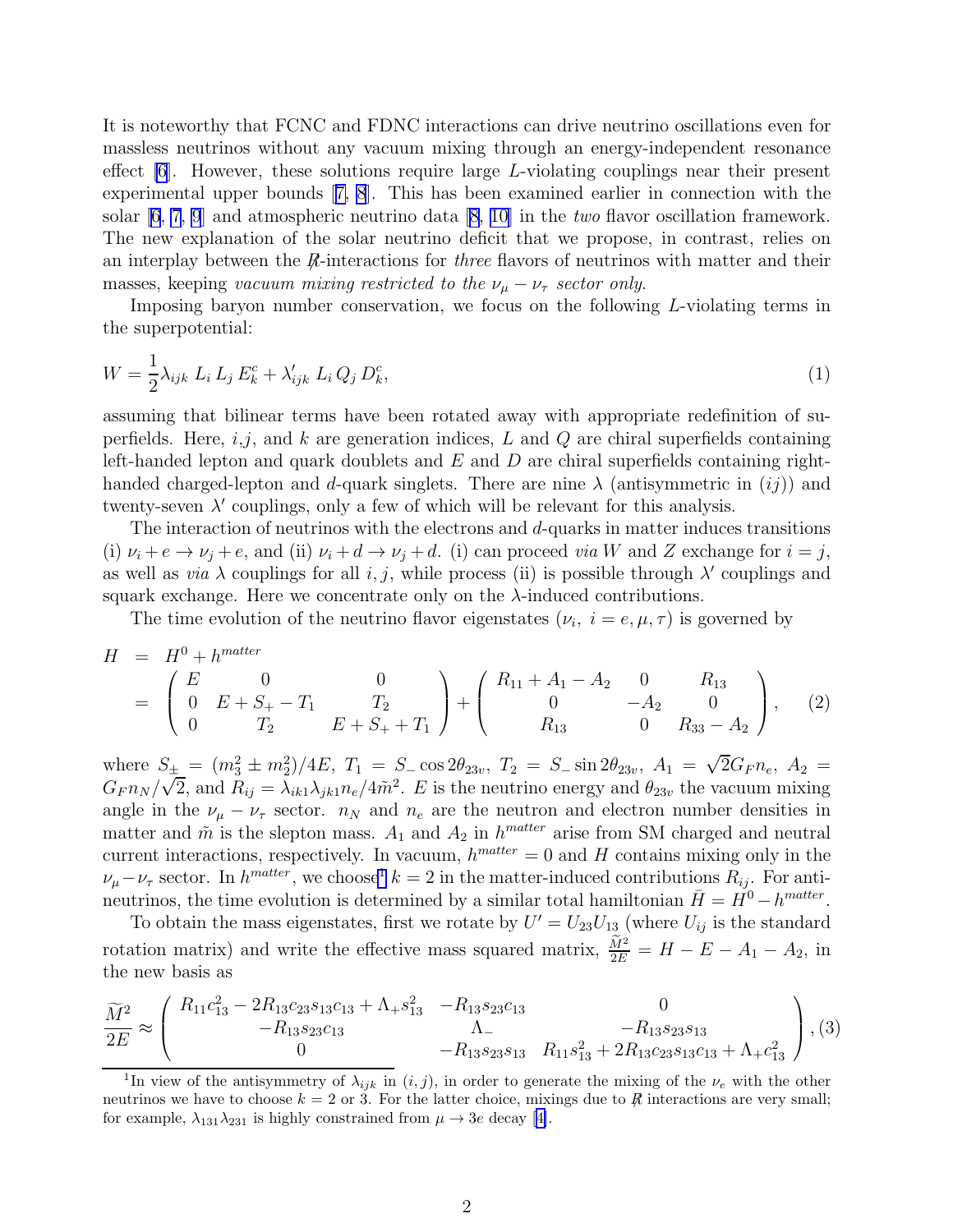It is noteworthy that FCNC and FDNC interactions can drive neutrino oscillations even for massless neutrinos without any vacuum mixing through an energy-independent resonance effect [6]. However, these solutions require large $L$-violating couplings near their present experimental upper bounds [7, 8]. This has been examined earlier in connection with the solar [6, 7, 9] and atmospheric neutrino data [8, 10] in the *two* flavor oscillation framework. The new explanation of the solar neutrino deficit that we propose, in contrast, relies on an interplay between the $\not{R}$-interactions for *three* flavors of neutrinos with matter and their masses, keeping *vacuum mixing restricted to the $\nu_\mu - \nu_\tau$ sector only*.

Imposing baryon number conservation, we focus on the following $L$-violating terms in the superpotential:

$$W = \frac{1}{2}\lambda_{ijk}\, L_i\, L_j\, E^c_k + \lambda'_{ijk}\, L_i\, Q_j\, D^c_k, \tag{1}$$

assuming that bilinear terms have been rotated away with appropriate redefinition of superfields. Here, $i$,$j$, and $k$ are generation indices, $L$ and $Q$ are chiral superfields containing left-handed lepton and quark doublets and $E$ and $D$ are chiral superfields containing right-handed charged-lepton and $d$-quark singlets. There are nine $\lambda$ (antisymmetric in $(ij)$) and twenty-seven $\lambda'$ couplings, only a few of which will be relevant for this analysis.

The interaction of neutrinos with the electrons and $d$-quarks in matter induces transitions (i) $\nu_i + e \to \nu_j + e$, and (ii) $\nu_i + d \to \nu_j + d$. (i) can proceed *via* $W$ and $Z$ exchange for $i = j$, as well as *via* $\lambda$ couplings for all $i, j$, while process (ii) is possible through $\lambda'$ couplings and squark exchange. Here we concentrate only on the $\lambda$-induced contributions.

The time evolution of the neutrino flavor eigenstates ($\nu_i$, $i = e, \mu, \tau$) is governed by

$$\begin{aligned} H &= H^0 + h^{matter} \\ &= \begin{pmatrix} E & 0 & 0 \\ 0 & E + S_+ - T_1 & T_2 \\ 0 & T_2 & E + S_+ + T_1 \end{pmatrix} + \begin{pmatrix} R_{11} + A_1 - A_2 & 0 & R_{13} \\ 0 & -A_2 & 0 \\ R_{13} & 0 & R_{33} - A_2 \end{pmatrix}, \end{aligned} \tag{2}$$

where $S_\pm = (m_3^2 \pm m_2^2)/4E$, $T_1 = S_- \cos 2\theta_{23v}$, $T_2 = S_- \sin 2\theta_{23v}$, $A_1 = \sqrt{2} G_F n_e$, $A_2 = G_F n_N/\sqrt{2}$, and $R_{ij} = \lambda_{ik1}\lambda_{jk1} n_e / 4\tilde{m}^2$. $E$ is the neutrino energy and $\theta_{23v}$ the vacuum mixing angle in the $\nu_\mu - \nu_\tau$ sector. $n_N$ and $n_e$ are the neutron and electron number densities in matter and $\tilde{m}$ is the slepton mass. $A_1$ and $A_2$ in $h^{matter}$ arise from SM charged and neutral current interactions, respectively. In vacuum, $h^{matter} = 0$ and $H$ contains mixing only in the $\nu_\mu - \nu_\tau$ sector. In $h^{matter}$, we choose[1] $k = 2$ in the matter-induced contributions $R_{ij}$. For anti-neutrinos, the time evolution is determined by a similar total hamiltonian $\bar{H} = H^0 - h^{matter}$.

To obtain the mass eigenstates, first we rotate by $U' = U_{23} U_{13}$ (where $U_{ij}$ is the standard rotation matrix) and write the effective mass squared matrix, $\frac{\widetilde{M}^2}{2E} = H - E - A_1 - A_2$, in the new basis as

$$\frac{\widetilde{M}^2}{2E} \approx \begin{pmatrix} R_{11} c_{13}^2 - 2 R_{13} c_{23} s_{13} c_{13} + \Lambda_+ s_{13}^2 & -R_{13} s_{23} c_{13} & 0 \\ -R_{13} s_{23} c_{13} & \Lambda_- & -R_{13} s_{23} s_{13} \\ 0 & -R_{13} s_{23} s_{13} & R_{11} s_{13}^2 + 2 R_{13} c_{23} s_{13} c_{13} + \Lambda_+ c_{13}^2 \end{pmatrix}, \tag{3}$$

[1] In view of the antisymmetry of $\lambda_{ijk}$ in $(i, j)$, in order to generate the mixing of the $\nu_e$ with the other neutrinos we have to choose $k = 2$ or 3. For the latter choice, mixings due to $\not{R}$ interactions are very small; for example, $\lambda_{131}\lambda_{231}$ is highly constrained from $\mu \to 3e$ decay [4].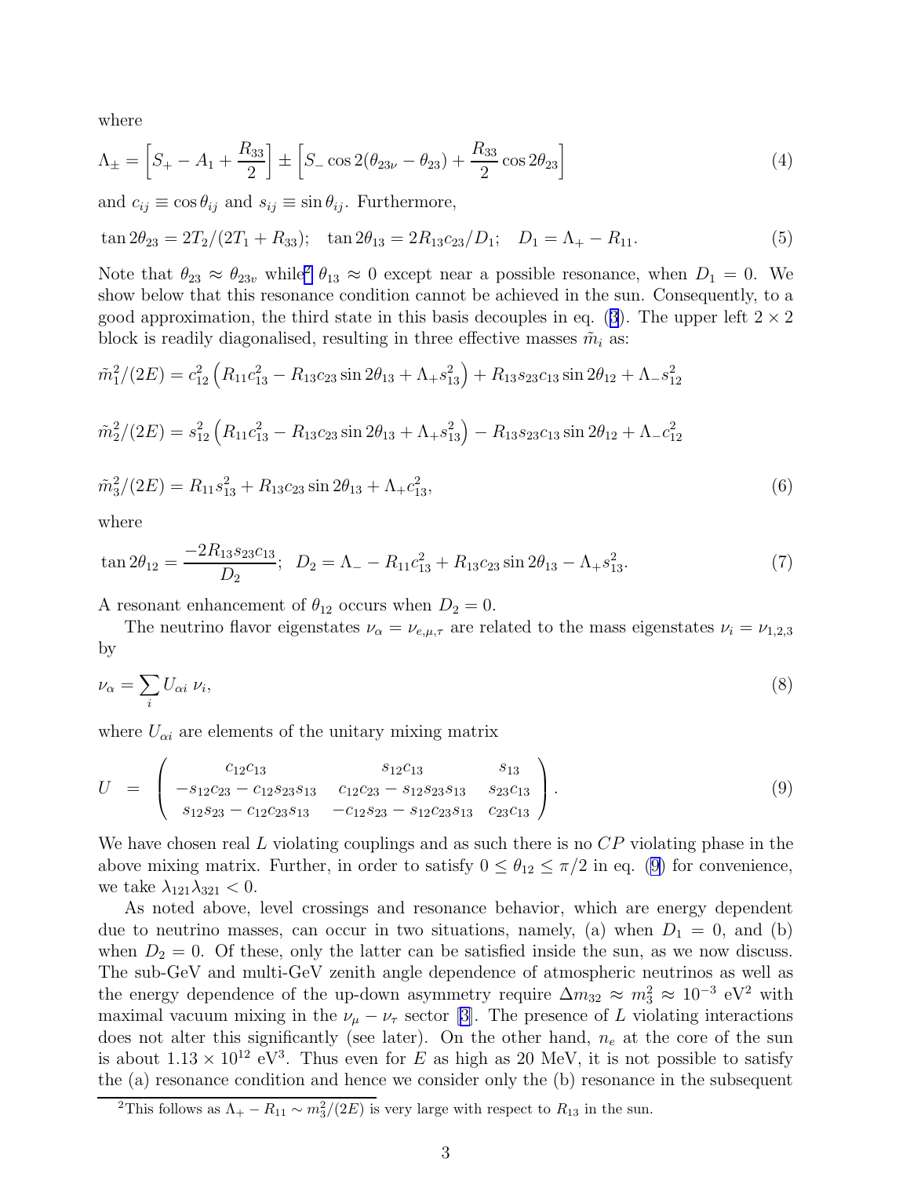where

$$\Lambda_{\pm} = \left[S_{+} - A_{1} + \frac{R_{33}}{2}\right] \pm \left[S_{-} \cos 2(\theta_{23\nu} - \theta_{23}) + \frac{R_{33}}{2} \cos 2\theta_{23}\right] \tag{4}$$

and $c_{ij} \equiv \cos\theta_{ij}$ and $s_{ij} \equiv \sin\theta_{ij}$. Furthermore,

$$\tan 2\theta_{23} = 2T_{2}/(2T_{1} + R_{33}); \quad \tan 2\theta_{13} = 2R_{13}c_{23}/D_{1}; \quad D_{1} = \Lambda_{+} - R_{11}. \tag{5}$$

Note that $\theta_{23} \approx \theta_{23v}$ while[2] $\theta_{13} \approx 0$ except near a possible resonance, when $D_1 = 0$. We show below that this resonance condition cannot be achieved in the sun. Consequently, to a good approximation, the third state in this basis decouples in eq. (3). The upper left $2 \times 2$ block is readily diagonalised, resulting in three effective masses $\tilde{m}_i$ as:

$$\tilde{m}_1^2/(2E) = c_{12}^2\left(R_{11}c_{13}^2 - R_{13}c_{23}\sin 2\theta_{13} + \Lambda_{+}s_{13}^2\right) + R_{13}s_{23}c_{13}\sin 2\theta_{12} + \Lambda_{-}s_{12}^2$$

$$\tilde{m}_2^2/(2E) = s_{12}^2\left(R_{11}c_{13}^2 - R_{13}c_{23}\sin 2\theta_{13} + \Lambda_{+}s_{13}^2\right) - R_{13}s_{23}c_{13}\sin 2\theta_{12} + \Lambda_{-}c_{12}^2$$

$$\tilde{m}_3^2/(2E) = R_{11}s_{13}^2 + R_{13}c_{23}\sin 2\theta_{13} + \Lambda_{+}c_{13}^2, \tag{6}$$

where

$$\tan 2\theta_{12} = \frac{-2R_{13}s_{23}c_{13}}{D_2}; \;\; D_2 = \Lambda_{-} - R_{11}c_{13}^2 + R_{13}c_{23}\sin 2\theta_{13} - \Lambda_{+}s_{13}^2. \tag{7}$$

A resonant enhancement of $\theta_{12}$ occurs when $D_2 = 0$.

The neutrino flavor eigenstates $\nu_\alpha = \nu_{e,\mu,\tau}$ are related to the mass eigenstates $\nu_i = \nu_{1,2,3}$ by

$$\nu_\alpha = \sum_i U_{\alpha i}\,\nu_i, \tag{8}$$

where $U_{\alpha i}$ are elements of the unitary mixing matrix

$$U = \begin{pmatrix} c_{12}c_{13} & s_{12}c_{13} & s_{13} \\ -s_{12}c_{23} - c_{12}s_{23}s_{13} & c_{12}c_{23} - s_{12}s_{23}s_{13} & s_{23}c_{13} \\ s_{12}s_{23} - c_{12}c_{23}s_{13} & -c_{12}s_{23} - s_{12}c_{23}s_{13} & c_{23}c_{13} \end{pmatrix}. \tag{9}$$

We have chosen real $L$ violating couplings and as such there is no $CP$ violating phase in the above mixing matrix. Further, in order to satisfy $0 \leq \theta_{12} \leq \pi/2$ in eq. (9) for convenience, we take $\lambda_{121}\lambda_{321} < 0$.

As noted above, level crossings and resonance behavior, which are energy dependent due to neutrino masses, can occur in two situations, namely, (a) when $D_1 = 0$, and (b) when $D_2 = 0$. Of these, only the latter can be satisfied inside the sun, as we now discuss. The sub-GeV and multi-GeV zenith angle dependence of atmospheric neutrinos as well as the energy dependence of the up-down asymmetry require $\Delta m_{32} \approx m_3^2 \approx 10^{-3}$ eV$^2$ with maximal vacuum mixing in the $\nu_\mu - \nu_\tau$ sector [3]. The presence of $L$ violating interactions does not alter this significantly (see later). On the other hand, $n_e$ at the core of the sun is about $1.13 \times 10^{12}$ eV$^3$. Thus even for $E$ as high as 20 MeV, it is not possible to satisfy the (a) resonance condition and hence we consider only the (b) resonance in the subsequent

[2] This follows as $\Lambda_{+} - R_{11} \sim m_3^2/(2E)$ is very large with respect to $R_{13}$ in the sun.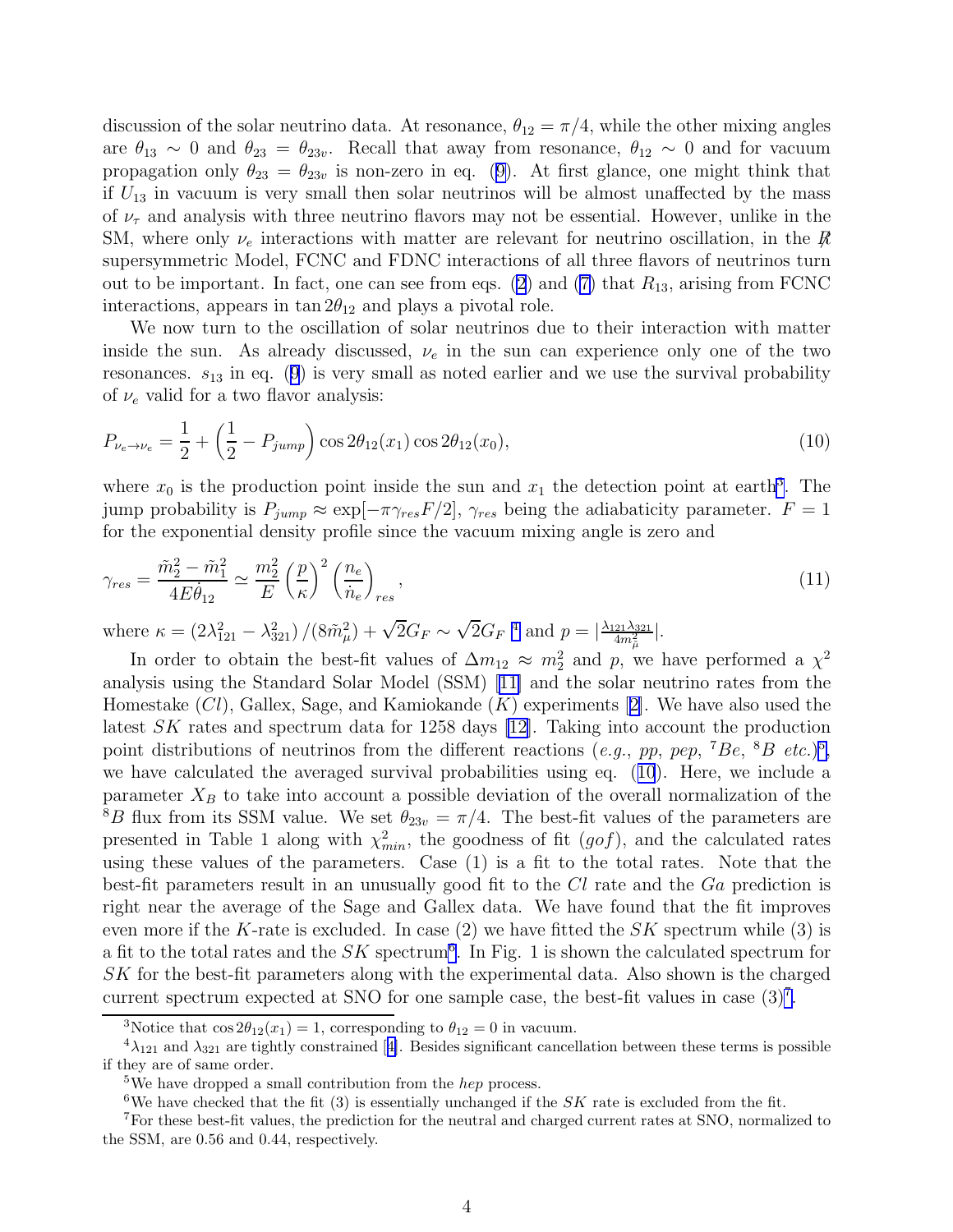discussion of the solar neutrino data. At resonance, $\theta_{12} = \pi/4$, while the other mixing angles are $\theta_{13} \sim 0$ and $\theta_{23} = \theta_{23v}$. Recall that away from resonance, $\theta_{12} \sim 0$ and for vacuum propagation only $\theta_{23} = \theta_{23v}$ is non-zero in eq. (9). At first glance, one might think that if $U_{13}$ in vacuum is very small then solar neutrinos will be almost unaffected by the mass of $\nu_\tau$ and analysis with three neutrino flavors may not be essential. However, unlike in the SM, where only $\nu_e$ interactions with matter are relevant for neutrino oscillation, in the $\not{R}$ supersymmetric Model, FCNC and FDNC interactions of all three flavors of neutrinos turn out to be important. In fact, one can see from eqs. (2) and (7) that $R_{13}$, arising from FCNC interactions, appears in $\tan 2\theta_{12}$ and plays a pivotal role.

We now turn to the oscillation of solar neutrinos due to their interaction with matter inside the sun. As already discussed, $\nu_e$ in the sun can experience only one of the two resonances. $s_{13}$ in eq. (9) is very small as noted earlier and we use the survival probability of $\nu_e$ valid for a two flavor analysis:

$$P_{\nu_e \to \nu_e} = \frac{1}{2} + \left(\frac{1}{2} - P_{jump}\right) \cos 2\theta_{12}(x_1) \cos 2\theta_{12}(x_0), \tag{10}$$

where $x_0$ is the production point inside the sun and $x_1$ the detection point at earth[3]. The jump probability is $P_{jump} \approx \exp[-\pi\gamma_{res}F/2]$, $\gamma_{res}$ being the adiabaticity parameter. $F = 1$ for the exponential density profile since the vacuum mixing angle is zero and

$$\gamma_{res} = \frac{\tilde{m}_2^2 - \tilde{m}_1^2}{4E\dot{\theta}_{12}} \simeq \frac{m_2^2}{E} \left(\frac{p}{\kappa}\right)^2 \left(\frac{n_e}{\dot{n}_e}\right)_{res}, \tag{11}$$

where $\kappa = (2\lambda_{121}^2 - \lambda_{321}^2)/(8\tilde{m}_\mu^2) + \sqrt{2}G_F \sim \sqrt{2}G_F$ [4] and $p = |\frac{\lambda_{121}\lambda_{321}}{4m_{\tilde{\mu}}^2}|$.

In order to obtain the best-fit values of $\Delta m_{12} \approx m_2^2$ and $p$, we have performed a $\chi^2$ analysis using the Standard Solar Model (SSM) [11] and the solar neutrino rates from the Homestake ($Cl$), Gallex, Sage, and Kamiokande ($K$) experiments [2]. We have also used the latest $SK$ rates and spectrum data for 1258 days [12]. Taking into account the production point distributions of neutrinos from the different reactions (*e.g.*, $pp$, $pep$, $^7Be$, $^8B$ *etc.*)[5], we have calculated the averaged survival probabilities using eq. (10). Here, we include a parameter $X_B$ to take into account a possible deviation of the overall normalization of the $^8B$ flux from its SSM value. We set $\theta_{23v} = \pi/4$. The best-fit values of the parameters are presented in Table 1 along with $\chi^2_{min}$, the goodness of fit ($gof$), and the calculated rates using these values of the parameters. Case (1) is a fit to the total rates. Note that the best-fit parameters result in an unusually good fit to the $Cl$ rate and the $Ga$ prediction is right near the average of the Sage and Gallex data. We have found that the fit improves even more if the $K$-rate is excluded. In case (2) we have fitted the $SK$ spectrum while (3) is a fit to the total rates and the $SK$ spectrum[6]. In Fig. 1 is shown the calculated spectrum for $SK$ for the best-fit parameters along with the experimental data. Also shown is the charged current spectrum expected at SNO for one sample case, the best-fit values in case (3)[7].

---

[3] Notice that $\cos 2\theta_{12}(x_1) = 1$, corresponding to $\theta_{12} = 0$ in vacuum.

[4] $\lambda_{121}$ and $\lambda_{321}$ are tightly constrained [4]. Besides significant cancellation between these terms is possible if they are of same order.

[5] We have dropped a small contribution from the *hep* process.

[6] We have checked that the fit (3) is essentially unchanged if the $SK$ rate is excluded from the fit.

[7] For these best-fit values, the prediction for the neutral and charged current rates at SNO, normalized to the SSM, are 0.56 and 0.44, respectively.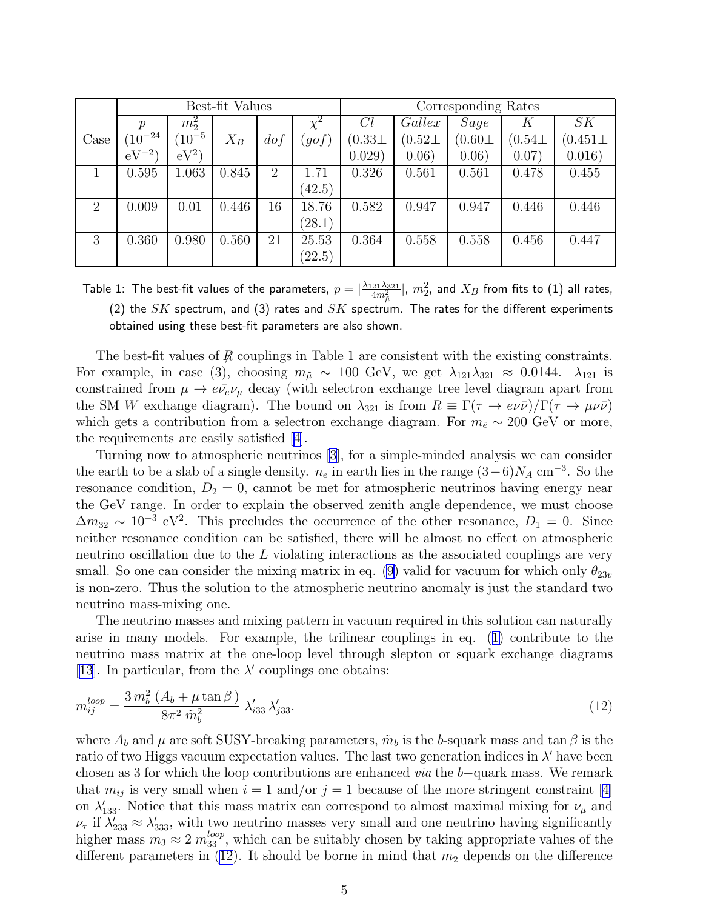| Case | Best-fit Values | | | | | Corresponding Rates | | | | |
|---|---|---|---|---|---|---|---|---|---|---|
| | $p$ ($10^{-24}$ eV$^{-2}$) | $m_2^2$ ($10^{-5}$ eV$^2$) | $X_B$ | $dof$ | $\chi^2$ ($gof$) | $Cl$ ($0.33\pm$ 0.029) | $Gallex$ ($0.52\pm$ 0.06) | $Sage$ ($0.60\pm$ 0.06) | $K$ ($0.54\pm$ 0.07) | $SK$ ($0.451\pm$ 0.016) |
| 1 | 0.595 | 1.063 | 0.845 | 2 | 1.71 (42.5) | 0.326 | 0.561 | 0.561 | 0.478 | 0.455 |
| 2 | 0.009 | 0.01 | 0.446 | 16 | 18.76 (28.1) | 0.582 | 0.947 | 0.947 | 0.446 | 0.446 |
| 3 | 0.360 | 0.980 | 0.560 | 21 | 25.53 (22.5) | 0.364 | 0.558 | 0.558 | 0.456 | 0.447 |

Table 1: The best-fit values of the parameters, $p = |\frac{\lambda_{121}\lambda_{321}}{4m_{\tilde{\mu}}^2}|$, $m_2^2$, and $X_B$ from fits to (1) all rates, (2) the $SK$ spectrum, and (3) rates and $SK$ spectrum. The rates for the different experiments obtained using these best-fit parameters are also shown.

The best-fit values of $\not R$ couplings in Table 1 are consistent with the existing constraints. For example, in case (3), choosing $m_{\tilde{\mu}} \sim 100$ GeV, we get $\lambda_{121}\lambda_{321} \approx 0.0144$. $\lambda_{121}$ is constrained from $\mu \to e\bar{\nu}_e\nu_\mu$ decay (with selectron exchange tree level diagram apart from the SM $W$ exchange diagram). The bound on $\lambda_{321}$ is from $R \equiv \Gamma(\tau \to e\nu\bar{\nu})/\Gamma(\tau \to \mu\nu\bar{\nu})$ which gets a contribution from a selectron exchange diagram. For $m_{\tilde{e}} \sim 200$ GeV or more, the requirements are easily satisfied [4].

Turning now to atmospheric neutrinos [3], for a simple-minded analysis we can consider the earth to be a slab of a single density. $n_e$ in earth lies in the range $(3-6)N_A$ cm$^{-3}$. So the resonance condition, $D_2 = 0$, cannot be met for atmospheric neutrinos having energy near the GeV range. In order to explain the observed zenith angle dependence, we must choose $\Delta m_{32} \sim 10^{-3}$ eV$^2$. This precludes the occurrence of the other resonance, $D_1 = 0$. Since neither resonance condition can be satisfied, there will be almost no effect on atmospheric neutrino oscillation due to the $L$ violating interactions as the associated couplings are very small. So one can consider the mixing matrix in eq. (9) valid for vacuum for which only $\theta_{23v}$ is non-zero. Thus the solution to the atmospheric neutrino anomaly is just the standard two neutrino mass-mixing one.

The neutrino masses and mixing pattern in vacuum required in this solution can naturally arise in many models. For example, the trilinear couplings in eq. (1) contribute to the neutrino mass matrix at the one-loop level through slepton or squark exchange diagrams [13]. In particular, from the $\lambda'$ couplings one obtains:

$$m_{ij}^{loop} = \frac{3\, m_b^2\, (A_b + \mu \tan\beta\,)}{8\pi^2\; \tilde{m}_b^2}\; \lambda'_{i33}\, \lambda'_{j33}. \tag{12}$$

where $A_b$ and $\mu$ are soft SUSY-breaking parameters, $\tilde{m}_b$ is the $b$-squark mass and $\tan\beta$ is the ratio of two Higgs vacuum expectation values. The last two generation indices in $\lambda'$ have been chosen as 3 for which the loop contributions are enhanced *via* the $b-$quark mass. We remark that $m_{ij}$ is very small when $i = 1$ and/or $j = 1$ because of the more stringent constraint [4] on $\lambda'_{133}$. Notice that this mass matrix can correspond to almost maximal mixing for $\nu_\mu$ and $\nu_\tau$ if $\lambda'_{233} \approx \lambda'_{333}$, with two neutrino masses very small and one neutrino having significantly higher mass $m_3 \approx 2\, m_{33}^{loop}$, which can be suitably chosen by taking appropriate values of the different parameters in (12). It should be borne in mind that $m_2$ depends on the difference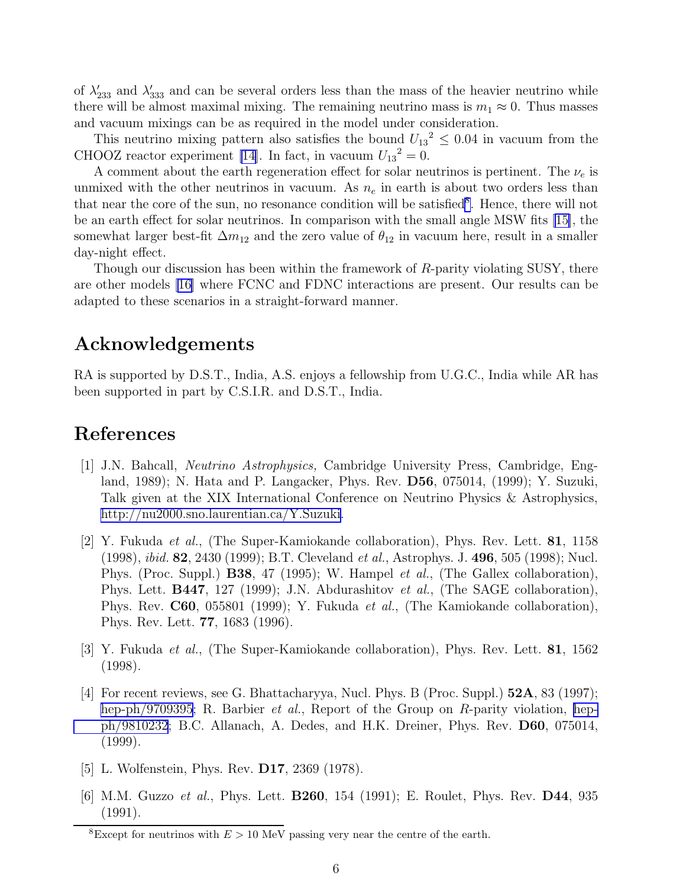of $\lambda'_{233}$ and $\lambda'_{333}$ and can be several orders less than the mass of the heavier neutrino while there will be almost maximal mixing. The remaining neutrino mass is $m_1 \approx 0$. Thus masses and vacuum mixings can be as required in the model under consideration.

This neutrino mixing pattern also satisfies the bound ${U_{13}}^2 \leq 0.04$ in vacuum from the CHOOZ reactor experiment [14]. In fact, in vacuum ${U_{13}}^2 = 0$.

A comment about the earth regeneration effect for solar neutrinos is pertinent. The $\nu_e$ is unmixed with the other neutrinos in vacuum. As $n_e$ in earth is about two orders less than that near the core of the sun, no resonance condition will be satisfied[8]. Hence, there will not be an earth effect for solar neutrinos. In comparison with the small angle MSW fits [15], the somewhat larger best-fit $\Delta m_{12}$ and the zero value of $\theta_{12}$ in vacuum here, result in a smaller day-night effect.

Though our discussion has been within the framework of $R$-parity violating SUSY, there are other models [16] where FCNC and FDNC interactions are present. Our results can be adapted to these scenarios in a straight-forward manner.

## Acknowledgements

RA is supported by D.S.T., India, A.S. enjoys a fellowship from U.G.C., India while AR has been supported in part by C.S.I.R. and D.S.T., India.

## References

[1] J.N. Bahcall, *Neutrino Astrophysics,* Cambridge University Press, Cambridge, England, 1989); N. Hata and P. Langacker, Phys. Rev. **D56**, 075014, (1999); Y. Suzuki, Talk given at the XIX International Conference on Neutrino Physics & Astrophysics, http://nu2000.sno.laurentian.ca/Y.Suzuki.

[2] Y. Fukuda *et al.*, (The Super-Kamiokande collaboration), Phys. Rev. Lett. **81**, 1158 (1998), *ibid.* **82**, 2430 (1999); B.T. Cleveland *et al.*, Astrophys. J. **496**, 505 (1998); Nucl. Phys. (Proc. Suppl.) **B38**, 47 (1995); W. Hampel *et al.*, (The Gallex collaboration), Phys. Lett. **B447**, 127 (1999); J.N. Abdurashitov *et al.*, (The SAGE collaboration), Phys. Rev. **C60**, 055801 (1999); Y. Fukuda *et al.*, (The Kamiokande collaboration), Phys. Rev. Lett. **77**, 1683 (1996).

[3] Y. Fukuda *et al.*, (The Super-Kamiokande collaboration), Phys. Rev. Lett. **81**, 1562 (1998).

[4] For recent reviews, see G. Bhattacharyya, Nucl. Phys. B (Proc. Suppl.) **52A**, 83 (1997); hep-ph/9709395; R. Barbier *et al.*, Report of the Group on $R$-parity violation, hep-ph/9810232; B.C. Allanach, A. Dedes, and H.K. Dreiner, Phys. Rev. **D60**, 075014, (1999).

[5] L. Wolfenstein, Phys. Rev. **D17**, 2369 (1978).

[6] M.M. Guzzo *et al.*, Phys. Lett. **B260**, 154 (1991); E. Roulet, Phys. Rev. **D44**, 935 (1991).

[8] Except for neutrinos with $E > 10$ MeV passing very near the centre of the earth.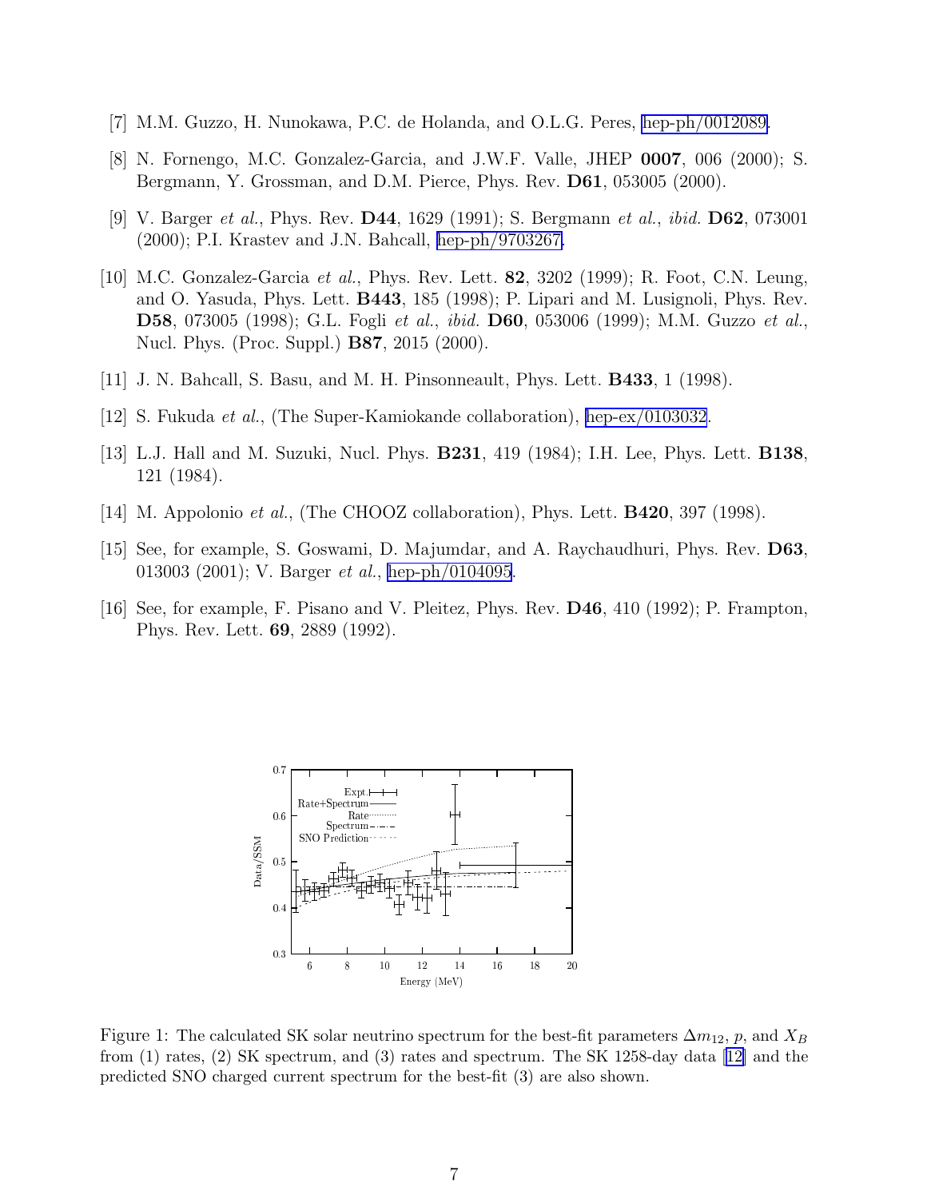[7] M.M. Guzzo, H. Nunokawa, P.C. de Holanda, and O.L.G. Peres, hep-ph/0012089.

[8] N. Fornengo, M.C. Gonzalez-Garcia, and J.W.F. Valle, JHEP **0007**, 006 (2000); S. Bergmann, Y. Grossman, and D.M. Pierce, Phys. Rev. **D61**, 053005 (2000).

[9] V. Barger *et al.*, Phys. Rev. **D44**, 1629 (1991); S. Bergmann *et al.*, *ibid.* **D62**, 073001 (2000); P.I. Krastev and J.N. Bahcall, hep-ph/9703267.

[10] M.C. Gonzalez-Garcia *et al.*, Phys. Rev. Lett. **82**, 3202 (1999); R. Foot, C.N. Leung, and O. Yasuda, Phys. Lett. **B443**, 185 (1998); P. Lipari and M. Lusignoli, Phys. Rev. **D58**, 073005 (1998); G.L. Fogli *et al.*, *ibid.* **D60**, 053006 (1999); M.M. Guzzo *et al.*, Nucl. Phys. (Proc. Suppl.) **B87**, 2015 (2000).

[11] J. N. Bahcall, S. Basu, and M. H. Pinsonneault, Phys. Lett. **B433**, 1 (1998).

[12] S. Fukuda *et al.*, (The Super-Kamiokande collaboration), hep-ex/0103032.

[13] L.J. Hall and M. Suzuki, Nucl. Phys. **B231**, 419 (1984); I.H. Lee, Phys. Lett. **B138**, 121 (1984).

[14] M. Appolonio *et al.*, (The CHOOZ collaboration), Phys. Lett. **B420**, 397 (1998).

[15] See, for example, S. Goswami, D. Majumdar, and A. Raychaudhuri, Phys. Rev. **D63**, 013003 (2001); V. Barger *et al.*, hep-ph/0104095.

[16] See, for example, F. Pisano and V. Pleitez, Phys. Rev. **D46**, 410 (1992); P. Frampton, Phys. Rev. Lett. **69**, 2889 (1992).

Expt.
Rate+Spectrum
Rate
Spectrum
SNO Prediction

Data/SSM

0.3
0.4
0.5
0.6
0.7

6
8
10
12
14
16
18
20

Energy (MeV)

Figure 1: The calculated SK solar neutrino spectrum for the best-fit parameters $\Delta m_{12}$, $p$, and $X_B$ from (1) rates, (2) SK spectrum, and (3) rates and spectrum. The SK 1258-day data [12] and the predicted SNO charged current spectrum for the best-fit (3) are also shown.